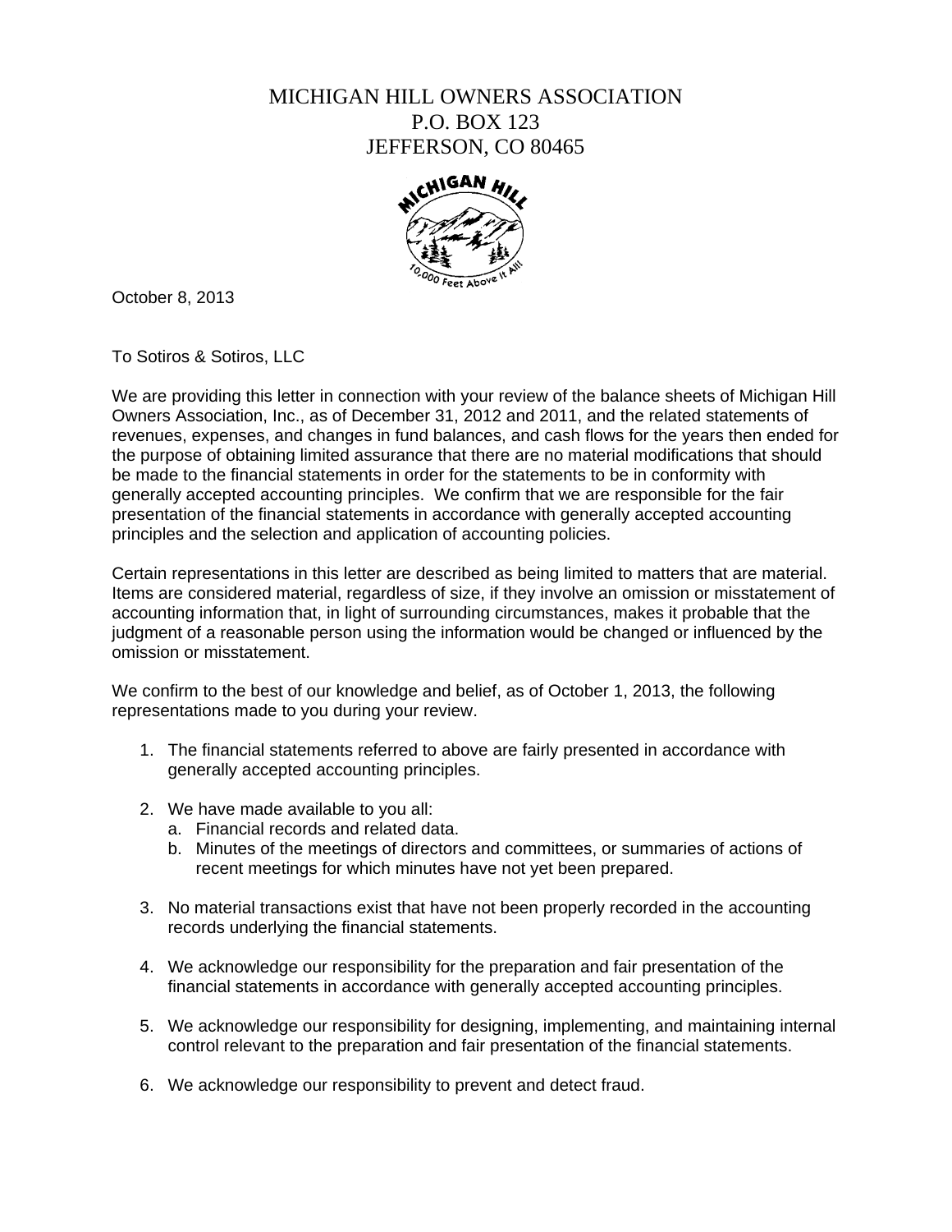# MICHIGAN HILL OWNERS ASSOCIATION
P.O. BOX 123
JEFFERSON, CO 80465

October 8, 2013

To Sotiros & Sotiros, LLC

We are providing this letter in connection with your review of the balance sheets of Michigan Hill Owners Association, Inc., as of December 31, 2012 and 2011, and the related statements of revenues, expenses, and changes in fund balances, and cash flows for the years then ended for the purpose of obtaining limited assurance that there are no material modifications that should be made to the financial statements in order for the statements to be in conformity with generally accepted accounting principles. We confirm that we are responsible for the fair presentation of the financial statements in accordance with generally accepted accounting principles and the selection and application of accounting policies.

Certain representations in this letter are described as being limited to matters that are material. Items are considered material, regardless of size, if they involve an omission or misstatement of accounting information that, in light of surrounding circumstances, makes it probable that the judgment of a reasonable person using the information would be changed or influenced by the omission or misstatement.

We confirm to the best of our knowledge and belief, as of October 1, 2013, the following representations made to you during your review.

1. The financial statements referred to above are fairly presented in accordance with generally accepted accounting principles.

2. We have made available to you all:
   a. Financial records and related data.
   b. Minutes of the meetings of directors and committees, or summaries of actions of recent meetings for which minutes have not yet been prepared.

3. No material transactions exist that have not been properly recorded in the accounting records underlying the financial statements.

4. We acknowledge our responsibility for the preparation and fair presentation of the financial statements in accordance with generally accepted accounting principles.

5. We acknowledge our responsibility for designing, implementing, and maintaining internal control relevant to the preparation and fair presentation of the financial statements.

6. We acknowledge our responsibility to prevent and detect fraud.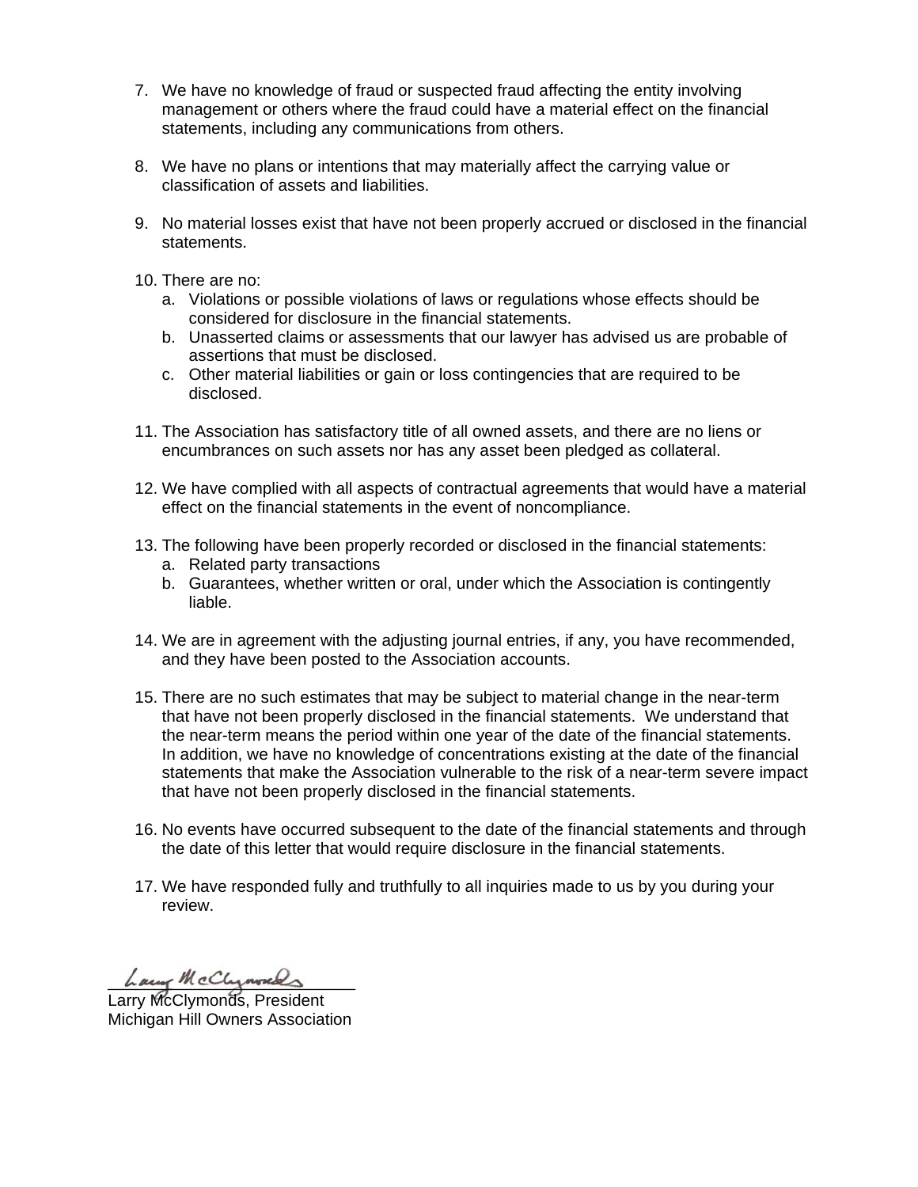7. We have no knowledge of fraud or suspected fraud affecting the entity involving management or others where the fraud could have a material effect on the financial statements, including any communications from others.

8. We have no plans or intentions that may materially affect the carrying value or classification of assets and liabilities.

9. No material losses exist that have not been properly accrued or disclosed in the financial statements.

10. There are no:
    a. Violations or possible violations of laws or regulations whose effects should be considered for disclosure in the financial statements.
    b. Unasserted claims or assessments that our lawyer has advised us are probable of assertions that must be disclosed.
    c. Other material liabilities or gain or loss contingencies that are required to be disclosed.

11. The Association has satisfactory title of all owned assets, and there are no liens or encumbrances on such assets nor has any asset been pledged as collateral.

12. We have complied with all aspects of contractual agreements that would have a material effect on the financial statements in the event of noncompliance.

13. The following have been properly recorded or disclosed in the financial statements:
    a. Related party transactions
    b. Guarantees, whether written or oral, under which the Association is contingently liable.

14. We are in agreement with the adjusting journal entries, if any, you have recommended, and they have been posted to the Association accounts.

15. There are no such estimates that may be subject to material change in the near-term that have not been properly disclosed in the financial statements. We understand that the near-term means the period within one year of the date of the financial statements. In addition, we have no knowledge of concentrations existing at the date of the financial statements that make the Association vulnerable to the risk of a near-term severe impact that have not been properly disclosed in the financial statements.

16. No events have occurred subsequent to the date of the financial statements and through the date of this letter that would require disclosure in the financial statements.

17. We have responded fully and truthfully to all inquiries made to us by you during your review.

Larry McClymonds

Larry McClymonds, President
Michigan Hill Owners Association